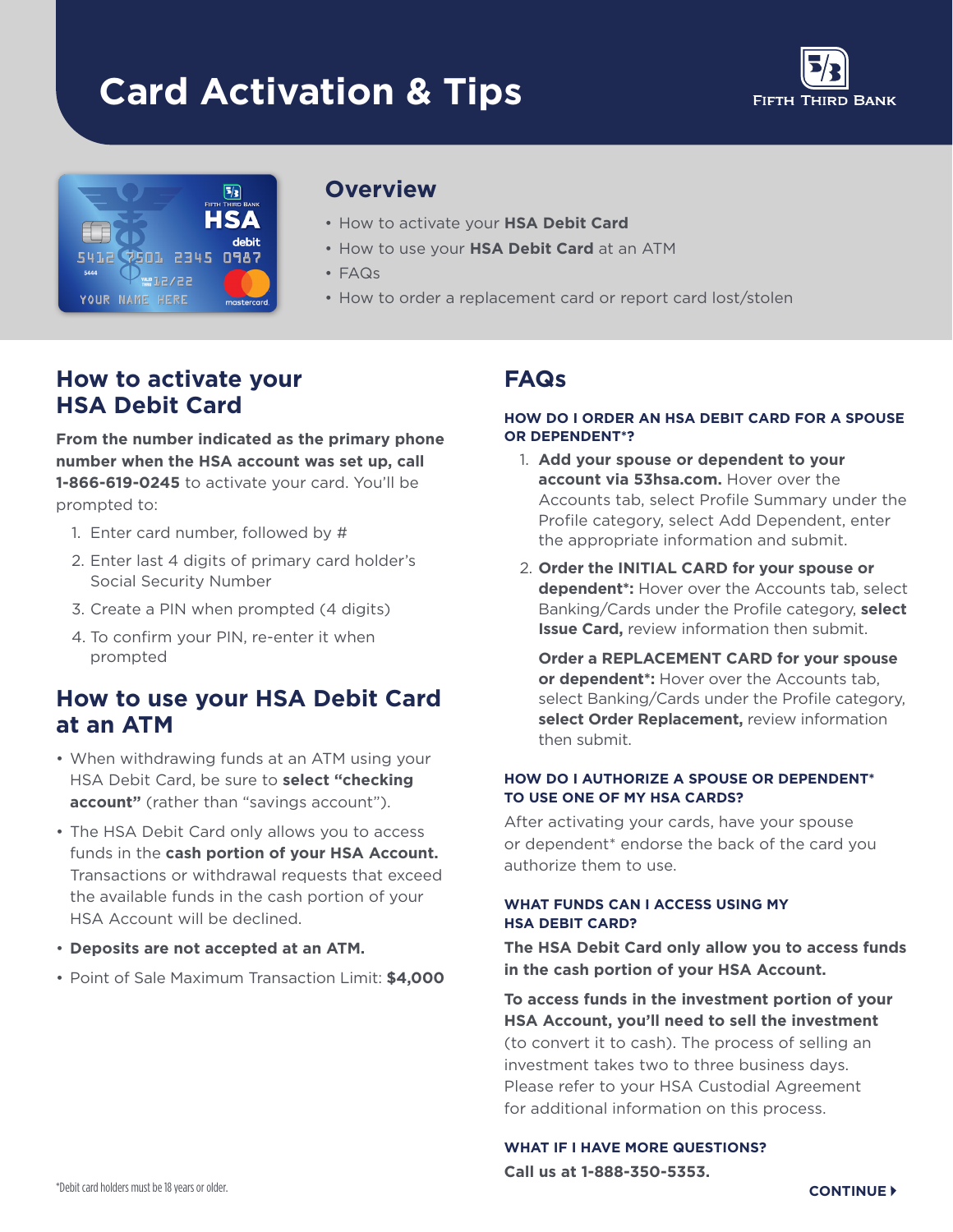# Card Activation & Tips

FIFTH THIRD BANK

## Overview

- How to activate your **HSA Debit Card**
- How to use your **HSA Debit Card** at an ATM
- FAQs
- How to order a replacement card or report card lost/stolen

## How to activate your HSA Debit Card

**From the number indicated as the primary phone number when the HSA account was set up, call 1-866-619-0245** to activate your card. You'll be prompted to:

1. Enter card number, followed by #
2. Enter last 4 digits of primary card holder's Social Security Number
3. Create a PIN when prompted (4 digits)
4. To confirm your PIN, re-enter it when prompted

## How to use your HSA Debit Card at an ATM

- When withdrawing funds at an ATM using your HSA Debit Card, be sure to **select "checking account"** (rather than "savings account").
- The HSA Debit Card only allows you to access funds in the **cash portion of your HSA Account.** Transactions or withdrawal requests that exceed the available funds in the cash portion of your HSA Account will be declined.
- **Deposits are not accepted at an ATM.**
- Point of Sale Maximum Transaction Limit: **$4,000**

## FAQs

### HOW DO I ORDER AN HSA DEBIT CARD FOR A SPOUSE OR DEPENDENT*?

1. **Add your spouse or dependent to your account via 53hsa.com.** Hover over the Accounts tab, select Profile Summary under the Profile category, select Add Dependent, enter the appropriate information and submit.
2. **Order the INITIAL CARD for your spouse or dependent*:** Hover over the Accounts tab, select Banking/Cards under the Profile category, **select Issue Card,** review information then submit.

   **Order a REPLACEMENT CARD for your spouse or dependent*:** Hover over the Accounts tab, select Banking/Cards under the Profile category, **select Order Replacement,** review information then submit.

### HOW DO I AUTHORIZE A SPOUSE OR DEPENDENT* TO USE ONE OF MY HSA CARDS?

After activating your cards, have your spouse or dependent* endorse the back of the card you authorize them to use.

### WHAT FUNDS CAN I ACCESS USING MY HSA DEBIT CARD?

**The HSA Debit Card only allow you to access funds in the cash portion of your HSA Account.**

**To access funds in the investment portion of your HSA Account, you'll need to sell the investment** (to convert it to cash). The process of selling an investment takes two to three business days. Please refer to your HSA Custodial Agreement for additional information on this process.

### WHAT IF I HAVE MORE QUESTIONS?

**Call us at 1-888-350-5353.**

*Debit card holders must be 18 years or older.

**CONTINUE**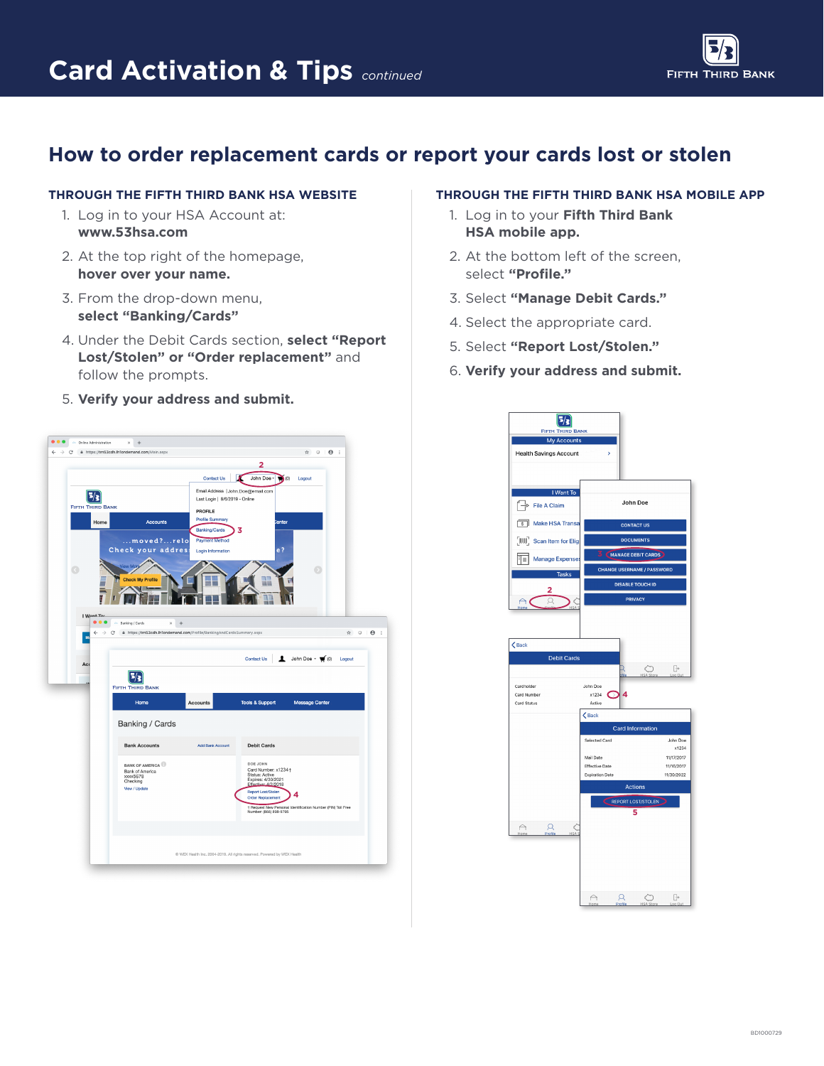# Card Activation & Tips *continued*

## How to order replacement cards or report your cards lost or stolen

### THROUGH THE FIFTH THIRD BANK HSA WEBSITE

1. Log in to your HSA Account at: **www.53hsa.com**
2. At the top right of the homepage, **hover over your name.**
3. From the drop-down menu, **select “Banking/Cards”**
4. Under the Debit Cards section, **select “Report Lost/Stolen” or “Order replacement”** and follow the prompts.
5. **Verify your address and submit.**

### THROUGH THE FIFTH THIRD BANK HSA MOBILE APP

1. Log in to your **Fifth Third Bank HSA mobile app.**
2. At the bottom left of the screen, select **“Profile.”**
3. Select **“Manage Debit Cards.”**
4. Select the appropriate card.
5. Select **“Report Lost/Stolen.”**
6. **Verify your address and submit.**

BD1000729